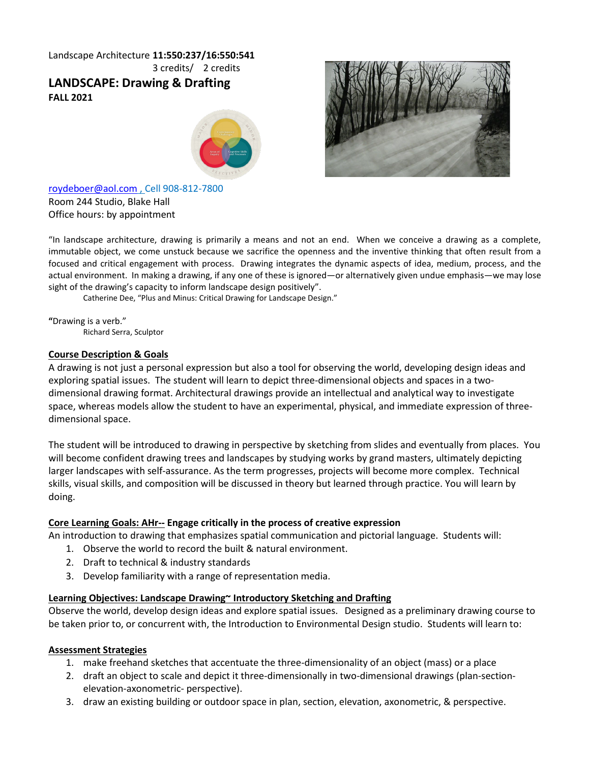Landscape Architecture **11:550:237/16:550:541**
3 credits/ 2 credits

# LANDSCAPE: Drawing & Drafting

**FALL 2021**

roydeboer@aol.com , Cell 908-812-7800
Room 244 Studio, Blake Hall
Office hours: by appointment

"In landscape architecture, drawing is primarily a means and not an end. When we conceive a drawing as a complete, immutable object, we come unstuck because we sacrifice the openness and the inventive thinking that often result from a focused and critical engagement with process. Drawing integrates the dynamic aspects of idea, medium, process, and the actual environment. In making a drawing, if any one of these is ignored—or alternatively given undue emphasis—we may lose sight of the drawing's capacity to inform landscape design positively".

Catherine Dee, "Plus and Minus: Critical Drawing for Landscape Design."

**"**Drawing is a verb."

Richard Serra, Sculptor

## Course Description & Goals

A drawing is not just a personal expression but also a tool for observing the world, developing design ideas and exploring spatial issues. The student will learn to depict three-dimensional objects and spaces in a two-dimensional drawing format. Architectural drawings provide an intellectual and analytical way to investigate space, whereas models allow the student to have an experimental, physical, and immediate expression of three-dimensional space.

The student will be introduced to drawing in perspective by sketching from slides and eventually from places. You will become confident drawing trees and landscapes by studying works by grand masters, ultimately depicting larger landscapes with self-assurance. As the term progresses, projects will become more complex. Technical skills, visual skills, and composition will be discussed in theory but learned through practice. You will learn by doing.

## Core Learning Goals: AHr-- Engage critically in the process of creative expression

An introduction to drawing that emphasizes spatial communication and pictorial language. Students will:

1. Observe the world to record the built & natural environment.
2. Draft to technical & industry standards
3. Develop familiarity with a range of representation media.

## Learning Objectives: Landscape Drawing~ Introductory Sketching and Drafting

Observe the world, develop design ideas and explore spatial issues. Designed as a preliminary drawing course to be taken prior to, or concurrent with, the Introduction to Environmental Design studio. Students will learn to:

## Assessment Strategies

1. make freehand sketches that accentuate the three-dimensionality of an object (mass) or a place
2. draft an object to scale and depict it three-dimensionally in two-dimensional drawings (plan-section-elevation-axonometric- perspective).
3. draw an existing building or outdoor space in plan, section, elevation, axonometric, & perspective.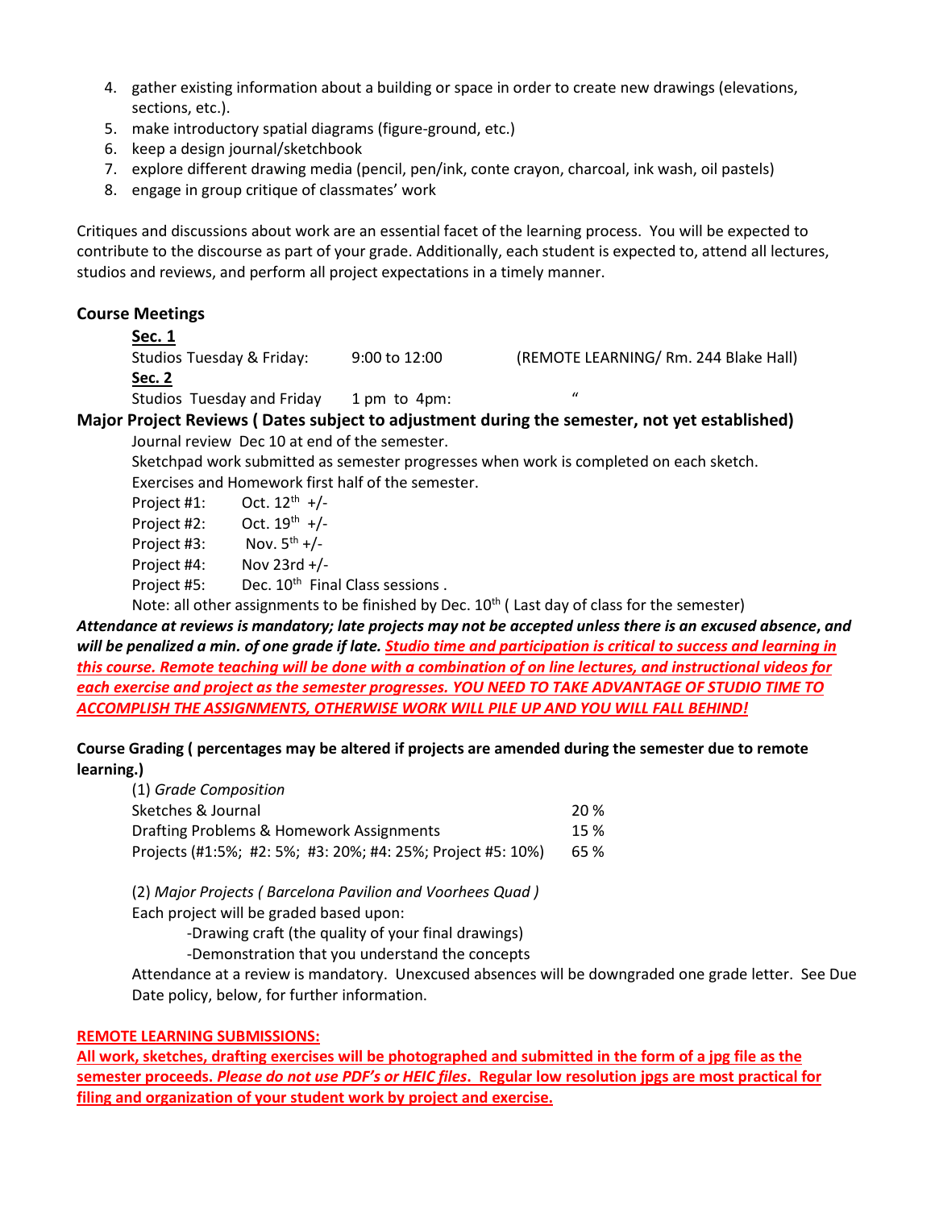4. gather existing information about a building or space in order to create new drawings (elevations, sections, etc.).
5. make introductory spatial diagrams (figure-ground, etc.)
6. keep a design journal/sketchbook
7. explore different drawing media (pencil, pen/ink, conte crayon, charcoal, ink wash, oil pastels)
8. engage in group critique of classmates' work

Critiques and discussions about work are an essential facet of the learning process. You will be expected to contribute to the discourse as part of your grade. Additionally, each student is expected to, attend all lectures, studios and reviews, and perform all project expectations in a timely manner.

## Course Meetings

**Sec. 1**

Studios Tuesday & Friday: 9:00 to 12:00 (REMOTE LEARNING/ Rm. 244 Blake Hall)

**Sec. 2**

Studios Tuesday and Friday 1 pm to 4pm: "

**Major Project Reviews ( Dates subject to adjustment during the semester, not yet established)**

Journal review Dec 10 at end of the semester.

Sketchpad work submitted as semester progresses when work is completed on each sketch.

Exercises and Homework first half of the semester.

Project #1: Oct. 12th +/-

Project #2: Oct. 19th +/-

Project #3: Nov. 5th +/-

Project #4: Nov 23rd +/-

Project #5: Dec. 10th Final Class sessions .

Note: all other assignments to be finished by Dec. 10th ( Last day of class for the semester)

***Attendance at reviews is mandatory; late projects may not be accepted unless there is an excused absence, and will be penalized a min. of one grade if late.*** **Studio time and participation is critical to success and learning in this course. Remote teaching will be done with a combination of on line lectures, and instructional videos for each exercise and project as the semester progresses. YOU NEED TO TAKE ADVANTAGE OF STUDIO TIME TO ACCOMPLISH THE ASSIGNMENTS, OTHERWISE WORK WILL PILE UP AND YOU WILL FALL BEHIND!**

**Course Grading ( percentages may be altered if projects are amended during the semester due to remote learning.)**

(1) *Grade Composition*

| | |
|---|---|
| Sketches & Journal | 20 % |
| Drafting Problems & Homework Assignments | 15 % |
| Projects (#1:5%; #2: 5%; #3: 20%; #4: 25%; Project #5: 10%) | 65 % |

(2) *Major Projects ( Barcelona Pavilion and Voorhees Quad )*

Each project will be graded based upon:

-Drawing craft (the quality of your final drawings)

-Demonstration that you understand the concepts

Attendance at a review is mandatory. Unexcused absences will be downgraded one grade letter. See Due Date policy, below, for further information.

**REMOTE LEARNING SUBMISSIONS:**

**All work, sketches, drafting exercises will be photographed and submitted in the form of a jpg file as the semester proceeds. *Please do not use PDF's or HEIC files*. Regular low resolution jpgs are most practical for filing and organization of your student work by project and exercise.**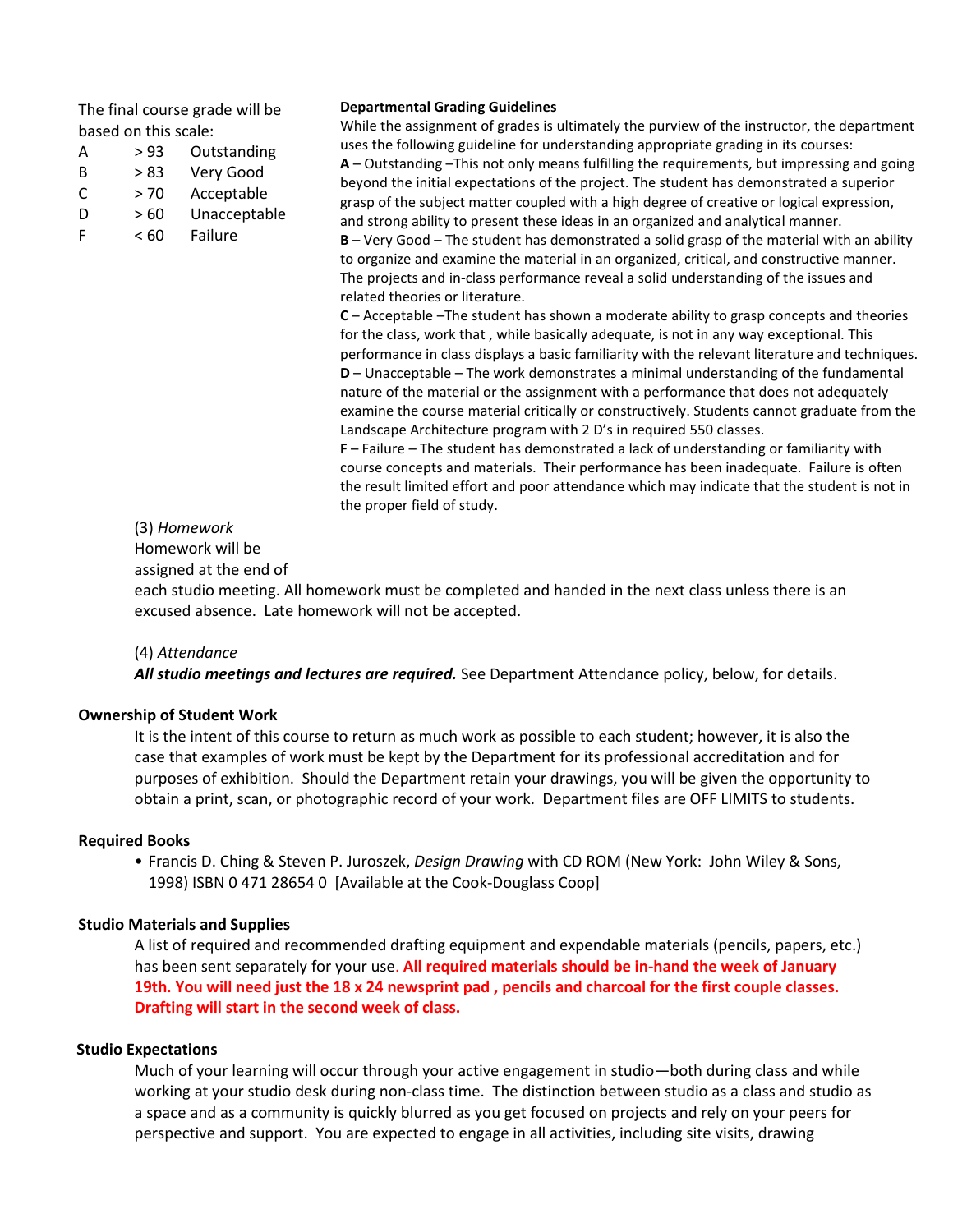The final course grade will be based on this scale:

| | | |
|---|---|---|
| A | > 93 | Outstanding |
| B | > 83 | Very Good |
| C | > 70 | Acceptable |
| D | > 60 | Unacceptable |
| F | < 60 | Failure |

**Departmental Grading Guidelines**

While the assignment of grades is ultimately the purview of the instructor, the department uses the following guideline for understanding appropriate grading in its courses:

**A** – Outstanding –This not only means fulfilling the requirements, but impressing and going beyond the initial expectations of the project. The student has demonstrated a superior grasp of the subject matter coupled with a high degree of creative or logical expression, and strong ability to present these ideas in an organized and analytical manner.

**B** – Very Good – The student has demonstrated a solid grasp of the material with an ability to organize and examine the material in an organized, critical, and constructive manner. The projects and in-class performance reveal a solid understanding of the issues and related theories or literature.

**C** – Acceptable –The student has shown a moderate ability to grasp concepts and theories for the class, work that , while basically adequate, is not in any way exceptional. This performance in class displays a basic familiarity with the relevant literature and techniques.

**D** – Unacceptable – The work demonstrates a minimal understanding of the fundamental nature of the material or the assignment with a performance that does not adequately examine the course material critically or constructively. Students cannot graduate from the Landscape Architecture program with 2 D's in required 550 classes.

**F** – Failure – The student has demonstrated a lack of understanding or familiarity with course concepts and materials. Their performance has been inadequate. Failure is often the result limited effort and poor attendance which may indicate that the student is not in the proper field of study.

(3) *Homework*

Homework will be assigned at the end of each studio meeting. All homework must be completed and handed in the next class unless there is an excused absence. Late homework will not be accepted.

(4) *Attendance*

***All studio meetings and lectures are required.*** See Department Attendance policy, below, for details.

**Ownership of Student Work**

It is the intent of this course to return as much work as possible to each student; however, it is also the case that examples of work must be kept by the Department for its professional accreditation and for purposes of exhibition. Should the Department retain your drawings, you will be given the opportunity to obtain a print, scan, or photographic record of your work. Department files are OFF LIMITS to students.

**Required Books**

- Francis D. Ching & Steven P. Juroszek, *Design Drawing* with CD ROM (New York: John Wiley & Sons, 1998) ISBN 0 471 28654 0 [Available at the Cook-Douglass Coop]

**Studio Materials and Supplies**

A list of required and recommended drafting equipment and expendable materials (pencils, papers, etc.) has been sent separately for your use. **All required materials should be in-hand the week of January 19th. You will need just the 18 x 24 newsprint pad , pencils and charcoal for the first couple classes. Drafting will start in the second week of class.**

**Studio Expectations**

Much of your learning will occur through your active engagement in studio—both during class and while working at your studio desk during non-class time. The distinction between studio as a class and studio as a space and as a community is quickly blurred as you get focused on projects and rely on your peers for perspective and support. You are expected to engage in all activities, including site visits, drawing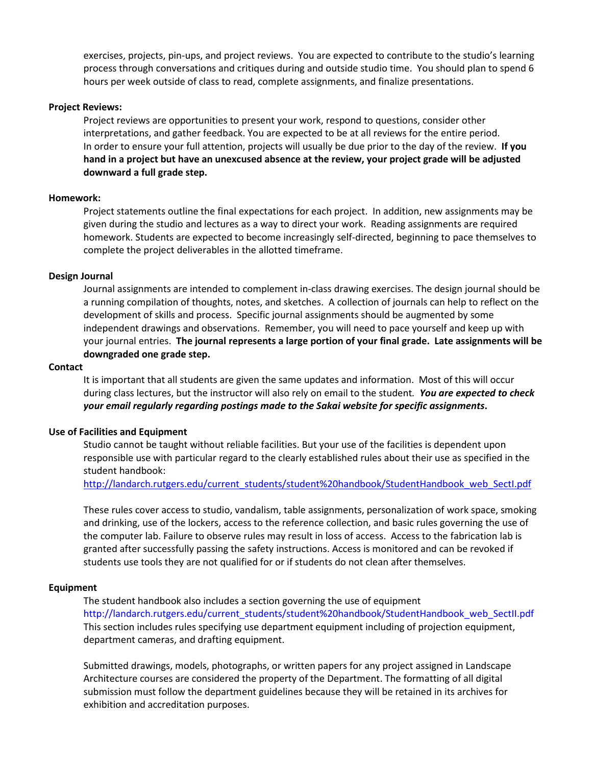exercises, projects, pin-ups, and project reviews. You are expected to contribute to the studio's learning process through conversations and critiques during and outside studio time. You should plan to spend 6 hours per week outside of class to read, complete assignments, and finalize presentations.

**Project Reviews:**

Project reviews are opportunities to present your work, respond to questions, consider other interpretations, and gather feedback. You are expected to be at all reviews for the entire period. In order to ensure your full attention, projects will usually be due prior to the day of the review. **If you hand in a project but have an unexcused absence at the review, your project grade will be adjusted downward a full grade step.**

**Homework:**

Project statements outline the final expectations for each project. In addition, new assignments may be given during the studio and lectures as a way to direct your work. Reading assignments are required homework. Students are expected to become increasingly self-directed, beginning to pace themselves to complete the project deliverables in the allotted timeframe.

**Design Journal**

Journal assignments are intended to complement in-class drawing exercises. The design journal should be a running compilation of thoughts, notes, and sketches. A collection of journals can help to reflect on the development of skills and process. Specific journal assignments should be augmented by some independent drawings and observations. Remember, you will need to pace yourself and keep up with your journal entries. **The journal represents a large portion of your final grade. Late assignments will be downgraded one grade step.**

**Contact**

It is important that all students are given the same updates and information. Most of this will occur during class lectures, but the instructor will also rely on email to the student. ***You are expected to check your email regularly regarding postings made to the Sakai website for specific assignments*.**

**Use of Facilities and Equipment**

Studio cannot be taught without reliable facilities. But your use of the facilities is dependent upon responsible use with particular regard to the clearly established rules about their use as specified in the student handbook:
http://landarch.rutgers.edu/current_students/student%20handbook/StudentHandbook_web_SectI.pdf

These rules cover access to studio, vandalism, table assignments, personalization of work space, smoking and drinking, use of the lockers, access to the reference collection, and basic rules governing the use of the computer lab. Failure to observe rules may result in loss of access. Access to the fabrication lab is granted after successfully passing the safety instructions. Access is monitored and can be revoked if students use tools they are not qualified for or if students do not clean after themselves.

**Equipment**

The student handbook also includes a section governing the use of equipment
http://landarch.rutgers.edu/current_students/student%20handbook/StudentHandbook_web_SectII.pdf
This section includes rules specifying use department equipment including of projection equipment, department cameras, and drafting equipment.

Submitted drawings, models, photographs, or written papers for any project assigned in Landscape Architecture courses are considered the property of the Department. The formatting of all digital submission must follow the department guidelines because they will be retained in its archives for exhibition and accreditation purposes.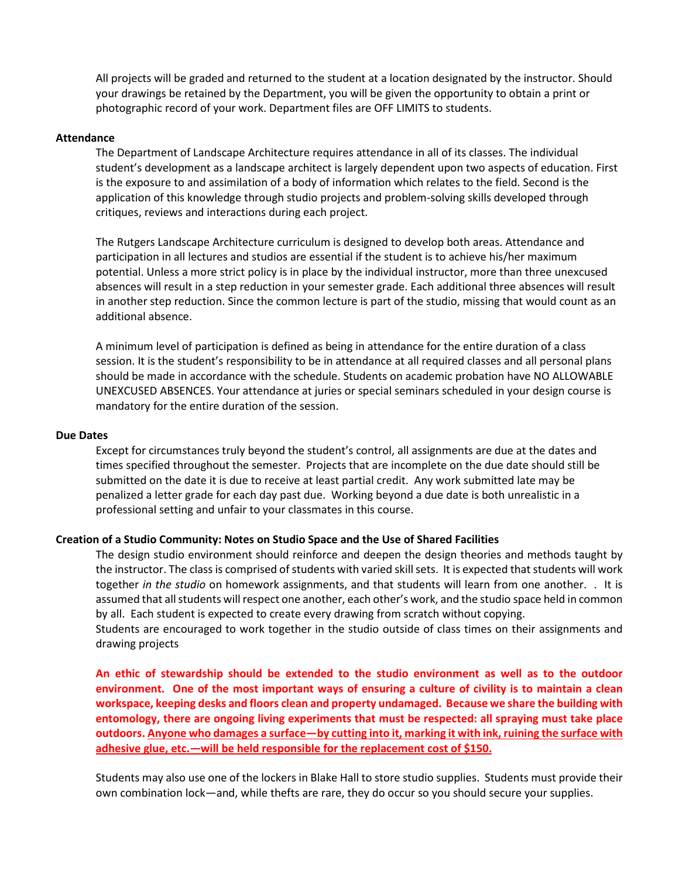All projects will be graded and returned to the student at a location designated by the instructor. Should your drawings be retained by the Department, you will be given the opportunity to obtain a print or photographic record of your work. Department files are OFF LIMITS to students.

**Attendance**

The Department of Landscape Architecture requires attendance in all of its classes. The individual student's development as a landscape architect is largely dependent upon two aspects of education. First is the exposure to and assimilation of a body of information which relates to the field. Second is the application of this knowledge through studio projects and problem-solving skills developed through critiques, reviews and interactions during each project.

The Rutgers Landscape Architecture curriculum is designed to develop both areas. Attendance and participation in all lectures and studios are essential if the student is to achieve his/her maximum potential. Unless a more strict policy is in place by the individual instructor, more than three unexcused absences will result in a step reduction in your semester grade. Each additional three absences will result in another step reduction. Since the common lecture is part of the studio, missing that would count as an additional absence.

A minimum level of participation is defined as being in attendance for the entire duration of a class session. It is the student's responsibility to be in attendance at all required classes and all personal plans should be made in accordance with the schedule. Students on academic probation have NO ALLOWABLE UNEXCUSED ABSENCES. Your attendance at juries or special seminars scheduled in your design course is mandatory for the entire duration of the session.

**Due Dates**

Except for circumstances truly beyond the student's control, all assignments are due at the dates and times specified throughout the semester. Projects that are incomplete on the due date should still be submitted on the date it is due to receive at least partial credit. Any work submitted late may be penalized a letter grade for each day past due. Working beyond a due date is both unrealistic in a professional setting and unfair to your classmates in this course.

**Creation of a Studio Community: Notes on Studio Space and the Use of Shared Facilities**

The design studio environment should reinforce and deepen the design theories and methods taught by the instructor. The class is comprised of students with varied skill sets. It is expected that students will work together *in the studio* on homework assignments, and that students will learn from one another. . It is assumed that all students will respect one another, each other's work, and the studio space held in common by all. Each student is expected to create every drawing from scratch without copying.
Students are encouraged to work together in the studio outside of class times on their assignments and drawing projects

**An ethic of stewardship should be extended to the studio environment as well as to the outdoor environment. One of the most important ways of ensuring a culture of civility is to maintain a clean workspace, keeping desks and floors clean and property undamaged. Because we share the building with entomology, there are ongoing living experiments that must be respected: all spraying must take place outdoors. <u>Anyone who damages a surface—by cutting into it, marking it with ink, ruining the surface with adhesive glue, etc.—will be held responsible for the replacement cost of $150.</u>**

Students may also use one of the lockers in Blake Hall to store studio supplies. Students must provide their own combination lock—and, while thefts are rare, they do occur so you should secure your supplies.